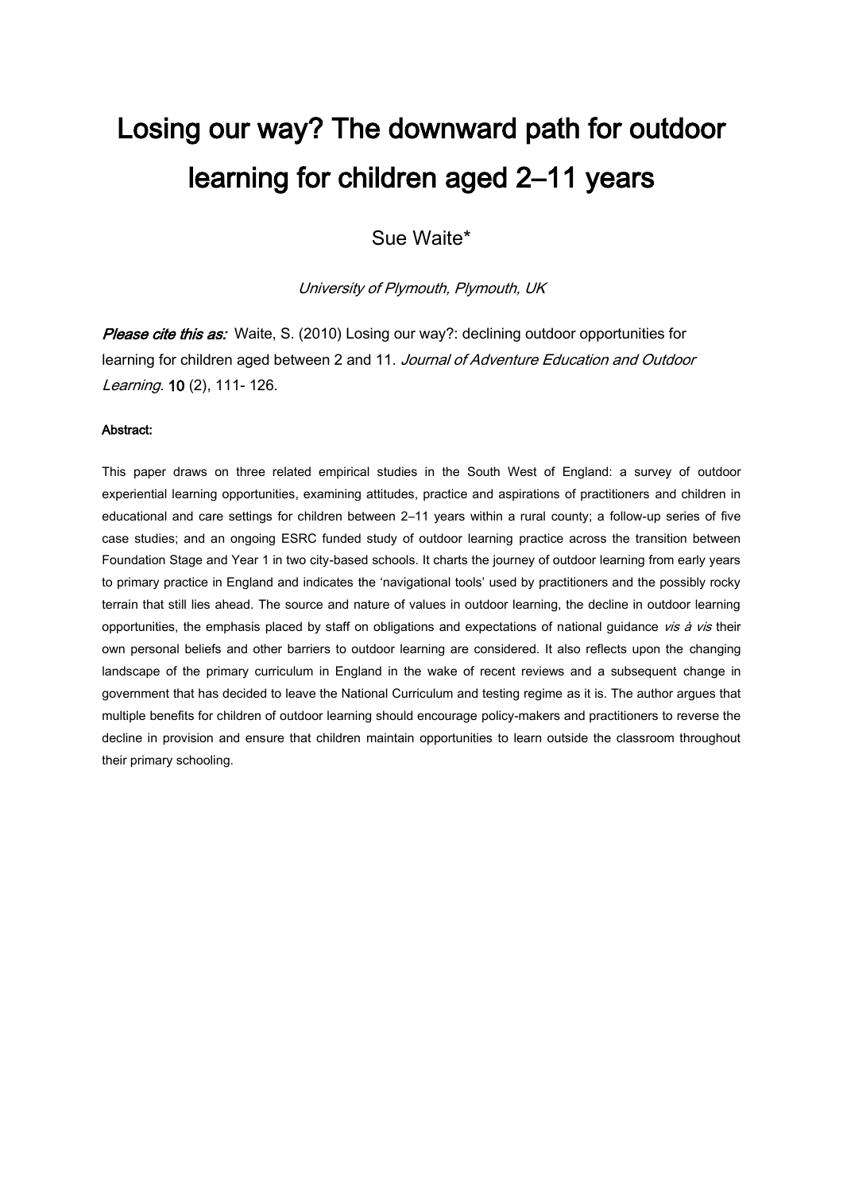# Losing our way? The downward path for outdoor learning for children aged 2–11 years

Sue Waite*

*University of Plymouth, Plymouth, UK*

***Please cite this as:*** Waite, S. (2010) Losing our way?: declining outdoor opportunities for learning for children aged between 2 and 11. *Journal of Adventure Education and Outdoor Learning*. **10** (2), 111- 126.

**Abstract:**

This paper draws on three related empirical studies in the South West of England: a survey of outdoor experiential learning opportunities, examining attitudes, practice and aspirations of practitioners and children in educational and care settings for children between 2–11 years within a rural county; a follow-up series of five case studies; and an ongoing ESRC funded study of outdoor learning practice across the transition between Foundation Stage and Year 1 in two city-based schools. It charts the journey of outdoor learning from early years to primary practice in England and indicates the 'navigational tools' used by practitioners and the possibly rocky terrain that still lies ahead. The source and nature of values in outdoor learning, the decline in outdoor learning opportunities, the emphasis placed by staff on obligations and expectations of national guidance *vis à vis* their own personal beliefs and other barriers to outdoor learning are considered. It also reflects upon the changing landscape of the primary curriculum in England in the wake of recent reviews and a subsequent change in government that has decided to leave the National Curriculum and testing regime as it is. The author argues that multiple benefits for children of outdoor learning should encourage policy-makers and practitioners to reverse the decline in provision and ensure that children maintain opportunities to learn outside the classroom throughout their primary schooling.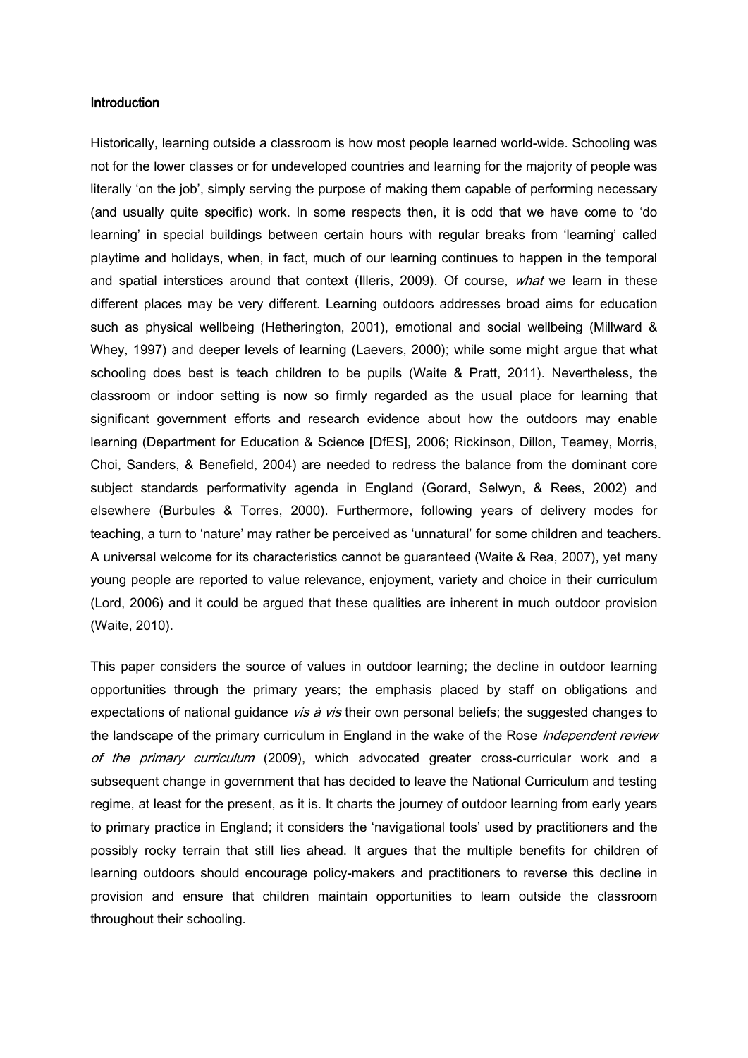## Introduction

Historically, learning outside a classroom is how most people learned world-wide. Schooling was not for the lower classes or for undeveloped countries and learning for the majority of people was literally 'on the job', simply serving the purpose of making them capable of performing necessary (and usually quite specific) work. In some respects then, it is odd that we have come to 'do learning' in special buildings between certain hours with regular breaks from 'learning' called playtime and holidays, when, in fact, much of our learning continues to happen in the temporal and spatial interstices around that context (Illeris, 2009). Of course, *what* we learn in these different places may be very different. Learning outdoors addresses broad aims for education such as physical wellbeing (Hetherington, 2001), emotional and social wellbeing (Millward & Whey, 1997) and deeper levels of learning (Laevers, 2000); while some might argue that what schooling does best is teach children to be pupils (Waite & Pratt, 2011). Nevertheless, the classroom or indoor setting is now so firmly regarded as the usual place for learning that significant government efforts and research evidence about how the outdoors may enable learning (Department for Education & Science [DfES], 2006; Rickinson, Dillon, Teamey, Morris, Choi, Sanders, & Benefield, 2004) are needed to redress the balance from the dominant core subject standards performativity agenda in England (Gorard, Selwyn, & Rees, 2002) and elsewhere (Burbules & Torres, 2000). Furthermore, following years of delivery modes for teaching, a turn to 'nature' may rather be perceived as 'unnatural' for some children and teachers. A universal welcome for its characteristics cannot be guaranteed (Waite & Rea, 2007), yet many young people are reported to value relevance, enjoyment, variety and choice in their curriculum (Lord, 2006) and it could be argued that these qualities are inherent in much outdoor provision (Waite, 2010).

This paper considers the source of values in outdoor learning; the decline in outdoor learning opportunities through the primary years; the emphasis placed by staff on obligations and expectations of national guidance *vis à vis* their own personal beliefs; the suggested changes to the landscape of the primary curriculum in England in the wake of the Rose *Independent review of the primary curriculum* (2009), which advocated greater cross-curricular work and a subsequent change in government that has decided to leave the National Curriculum and testing regime, at least for the present, as it is. It charts the journey of outdoor learning from early years to primary practice in England; it considers the 'navigational tools' used by practitioners and the possibly rocky terrain that still lies ahead. It argues that the multiple benefits for children of learning outdoors should encourage policy-makers and practitioners to reverse this decline in provision and ensure that children maintain opportunities to learn outside the classroom throughout their schooling.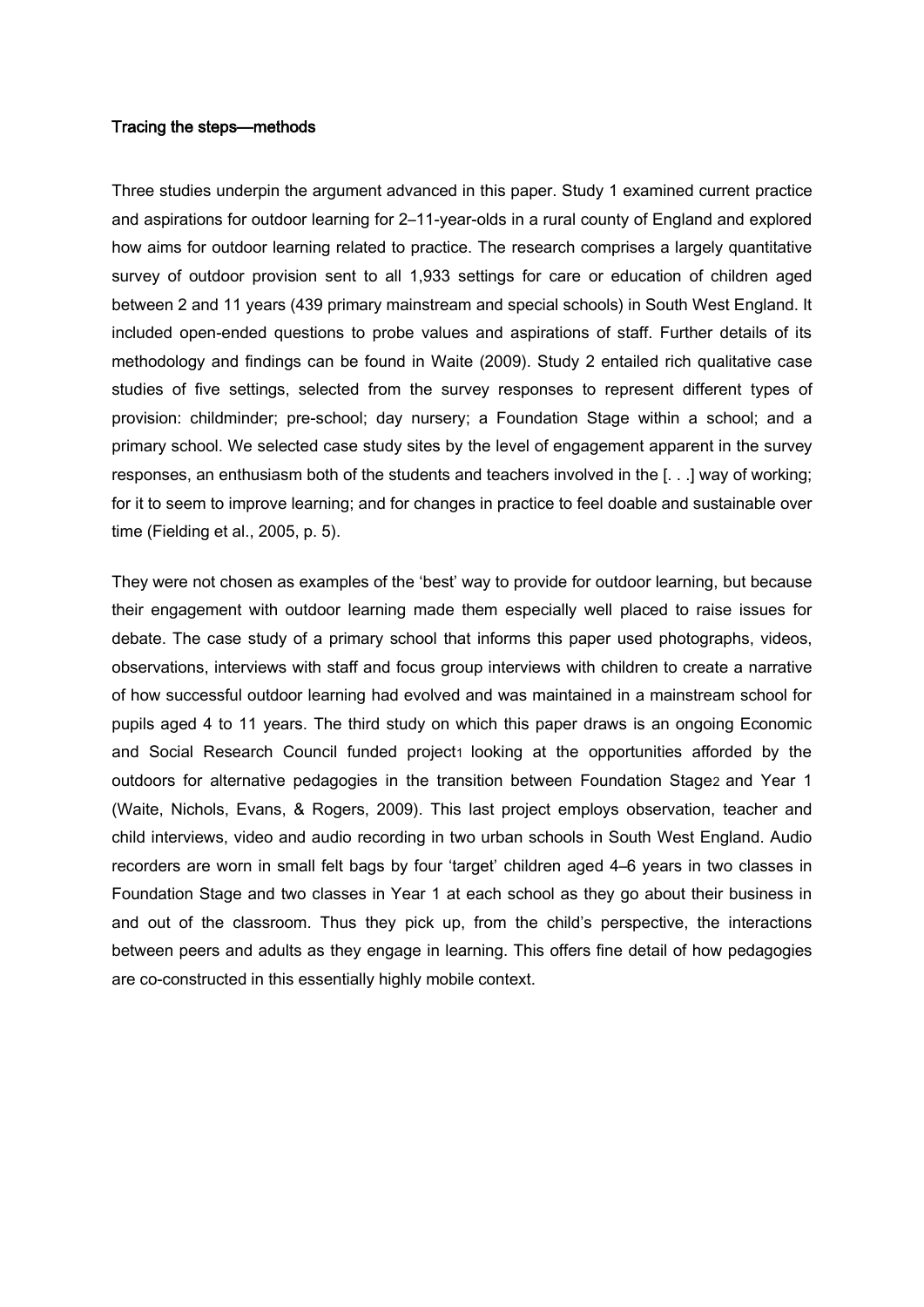### Tracing the steps—methods

Three studies underpin the argument advanced in this paper. Study 1 examined current practice and aspirations for outdoor learning for 2–11-year-olds in a rural county of England and explored how aims for outdoor learning related to practice. The research comprises a largely quantitative survey of outdoor provision sent to all 1,933 settings for care or education of children aged between 2 and 11 years (439 primary mainstream and special schools) in South West England. It included open-ended questions to probe values and aspirations of staff. Further details of its methodology and findings can be found in Waite (2009). Study 2 entailed rich qualitative case studies of five settings, selected from the survey responses to represent different types of provision: childminder; pre-school; day nursery; a Foundation Stage within a school; and a primary school. We selected case study sites by the level of engagement apparent in the survey responses, an enthusiasm both of the students and teachers involved in the [. . .] way of working; for it to seem to improve learning; and for changes in practice to feel doable and sustainable over time (Fielding et al., 2005, p. 5).

They were not chosen as examples of the 'best' way to provide for outdoor learning, but because their engagement with outdoor learning made them especially well placed to raise issues for debate. The case study of a primary school that informs this paper used photographs, videos, observations, interviews with staff and focus group interviews with children to create a narrative of how successful outdoor learning had evolved and was maintained in a mainstream school for pupils aged 4 to 11 years. The third study on which this paper draws is an ongoing Economic and Social Research Council funded project[1] looking at the opportunities afforded by the outdoors for alternative pedagogies in the transition between Foundation Stage[2] and Year 1 (Waite, Nichols, Evans, & Rogers, 2009). This last project employs observation, teacher and child interviews, video and audio recording in two urban schools in South West England. Audio recorders are worn in small felt bags by four 'target' children aged 4–6 years in two classes in Foundation Stage and two classes in Year 1 at each school as they go about their business in and out of the classroom. Thus they pick up, from the child's perspective, the interactions between peers and adults as they engage in learning. This offers fine detail of how pedagogies are co-constructed in this essentially highly mobile context.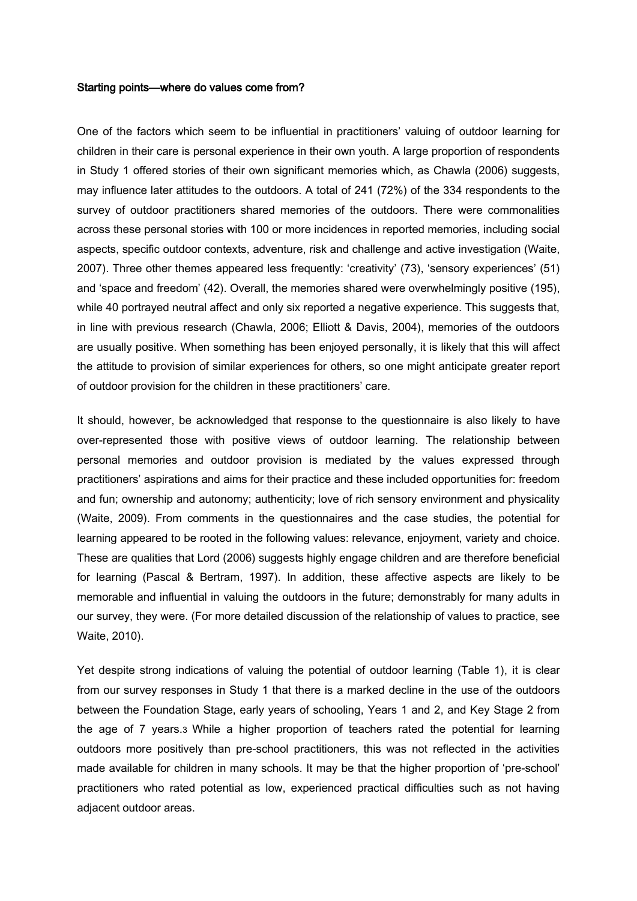## Starting points—where do values come from?

One of the factors which seem to be influential in practitioners' valuing of outdoor learning for children in their care is personal experience in their own youth. A large proportion of respondents in Study 1 offered stories of their own significant memories which, as Chawla (2006) suggests, may influence later attitudes to the outdoors. A total of 241 (72%) of the 334 respondents to the survey of outdoor practitioners shared memories of the outdoors. There were commonalities across these personal stories with 100 or more incidences in reported memories, including social aspects, specific outdoor contexts, adventure, risk and challenge and active investigation (Waite, 2007). Three other themes appeared less frequently: 'creativity' (73), 'sensory experiences' (51) and 'space and freedom' (42). Overall, the memories shared were overwhelmingly positive (195), while 40 portrayed neutral affect and only six reported a negative experience. This suggests that, in line with previous research (Chawla, 2006; Elliott & Davis, 2004), memories of the outdoors are usually positive. When something has been enjoyed personally, it is likely that this will affect the attitude to provision of similar experiences for others, so one might anticipate greater report of outdoor provision for the children in these practitioners' care.

It should, however, be acknowledged that response to the questionnaire is also likely to have over-represented those with positive views of outdoor learning. The relationship between personal memories and outdoor provision is mediated by the values expressed through practitioners' aspirations and aims for their practice and these included opportunities for: freedom and fun; ownership and autonomy; authenticity; love of rich sensory environment and physicality (Waite, 2009). From comments in the questionnaires and the case studies, the potential for learning appeared to be rooted in the following values: relevance, enjoyment, variety and choice. These are qualities that Lord (2006) suggests highly engage children and are therefore beneficial for learning (Pascal & Bertram, 1997). In addition, these affective aspects are likely to be memorable and influential in valuing the outdoors in the future; demonstrably for many adults in our survey, they were. (For more detailed discussion of the relationship of values to practice, see Waite, 2010).

Yet despite strong indications of valuing the potential of outdoor learning (Table 1), it is clear from our survey responses in Study 1 that there is a marked decline in the use of the outdoors between the Foundation Stage, early years of schooling, Years 1 and 2, and Key Stage 2 from the age of 7 years.[3] While a higher proportion of teachers rated the potential for learning outdoors more positively than pre-school practitioners, this was not reflected in the activities made available for children in many schools. It may be that the higher proportion of 'pre-school' practitioners who rated potential as low, experienced practical difficulties such as not having adjacent outdoor areas.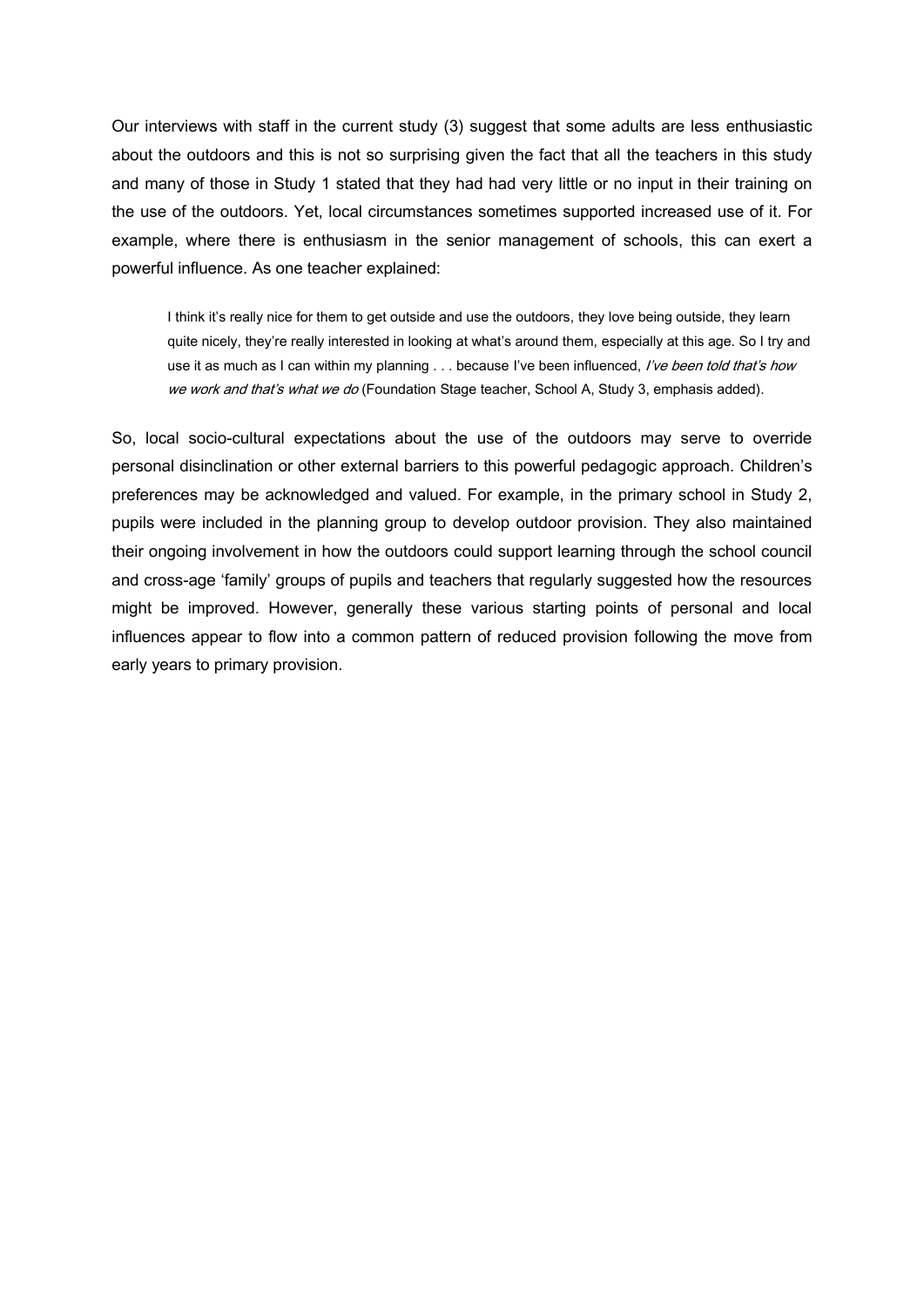Our interviews with staff in the current study (3) suggest that some adults are less enthusiastic about the outdoors and this is not so surprising given the fact that all the teachers in this study and many of those in Study 1 stated that they had had very little or no input in their training on the use of the outdoors. Yet, local circumstances sometimes supported increased use of it. For example, where there is enthusiasm in the senior management of schools, this can exert a powerful influence. As one teacher explained:

> I think it's really nice for them to get outside and use the outdoors, they love being outside, they learn quite nicely, they're really interested in looking at what's around them, especially at this age. So I try and use it as much as I can within my planning . . . because I've been influenced, *I've been told that's how we work and that's what we do* (Foundation Stage teacher, School A, Study 3, emphasis added).

So, local socio-cultural expectations about the use of the outdoors may serve to override personal disinclination or other external barriers to this powerful pedagogic approach. Children's preferences may be acknowledged and valued. For example, in the primary school in Study 2, pupils were included in the planning group to develop outdoor provision. They also maintained their ongoing involvement in how the outdoors could support learning through the school council and cross-age 'family' groups of pupils and teachers that regularly suggested how the resources might be improved. However, generally these various starting points of personal and local influences appear to flow into a common pattern of reduced provision following the move from early years to primary provision.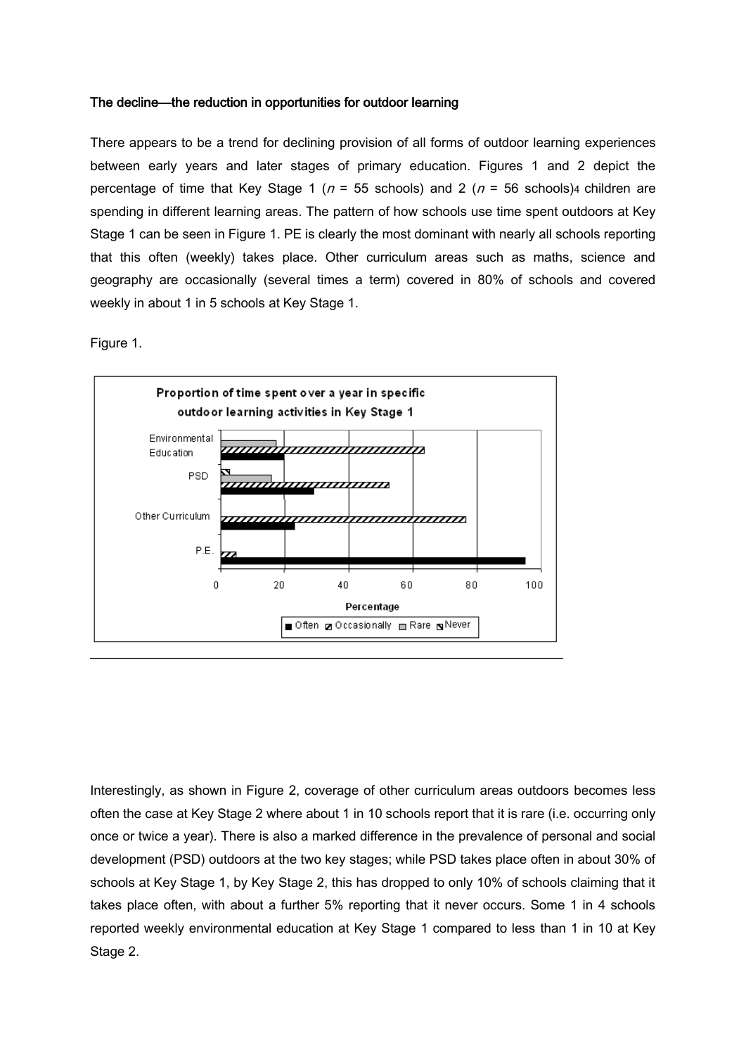## The decline—the reduction in opportunities for outdoor learning

There appears to be a trend for declining provision of all forms of outdoor learning experiences between early years and later stages of primary education. Figures 1 and 2 depict the percentage of time that Key Stage 1 ($n$ = 55 schools) and 2 ($n$ = 56 schools)[4] children are spending in different learning areas. The pattern of how schools use time spent outdoors at Key Stage 1 can be seen in Figure 1. PE is clearly the most dominant with nearly all schools reporting that this often (weekly) takes place. Other curriculum areas such as maths, science and geography are occasionally (several times a term) covered in 80% of schools and covered weekly in about 1 in 5 schools at Key Stage 1.

Figure 1.

Proportion of time spent over a year in specific outdoor learning activities in Key Stage 1

Interestingly, as shown in Figure 2, coverage of other curriculum areas outdoors becomes less often the case at Key Stage 2 where about 1 in 10 schools report that it is rare (i.e. occurring only once or twice a year). There is also a marked difference in the prevalence of personal and social development (PSD) outdoors at the two key stages; while PSD takes place often in about 30% of schools at Key Stage 1, by Key Stage 2, this has dropped to only 10% of schools claiming that it takes place often, with about a further 5% reporting that it never occurs. Some 1 in 4 schools reported weekly environmental education at Key Stage 1 compared to less than 1 in 10 at Key Stage 2.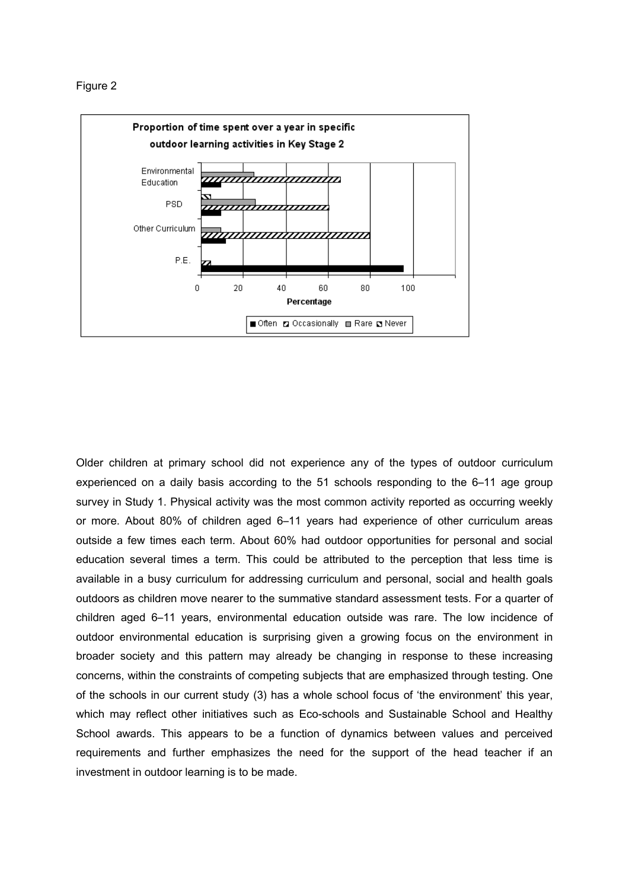Figure 2

Older children at primary school did not experience any of the types of outdoor curriculum experienced on a daily basis according to the 51 schools responding to the 6–11 age group survey in Study 1. Physical activity was the most common activity reported as occurring weekly or more. About 80% of children aged 6–11 years had experience of other curriculum areas outside a few times each term. About 60% had outdoor opportunities for personal and social education several times a term. This could be attributed to the perception that less time is available in a busy curriculum for addressing curriculum and personal, social and health goals outdoors as children move nearer to the summative standard assessment tests. For a quarter of children aged 6–11 years, environmental education outside was rare. The low incidence of outdoor environmental education is surprising given a growing focus on the environment in broader society and this pattern may already be changing in response to these increasing concerns, within the constraints of competing subjects that are emphasized through testing. One of the schools in our current study (3) has a whole school focus of 'the environment' this year, which may reflect other initiatives such as Eco-schools and Sustainable School and Healthy School awards. This appears to be a function of dynamics between values and perceived requirements and further emphasizes the need for the support of the head teacher if an investment in outdoor learning is to be made.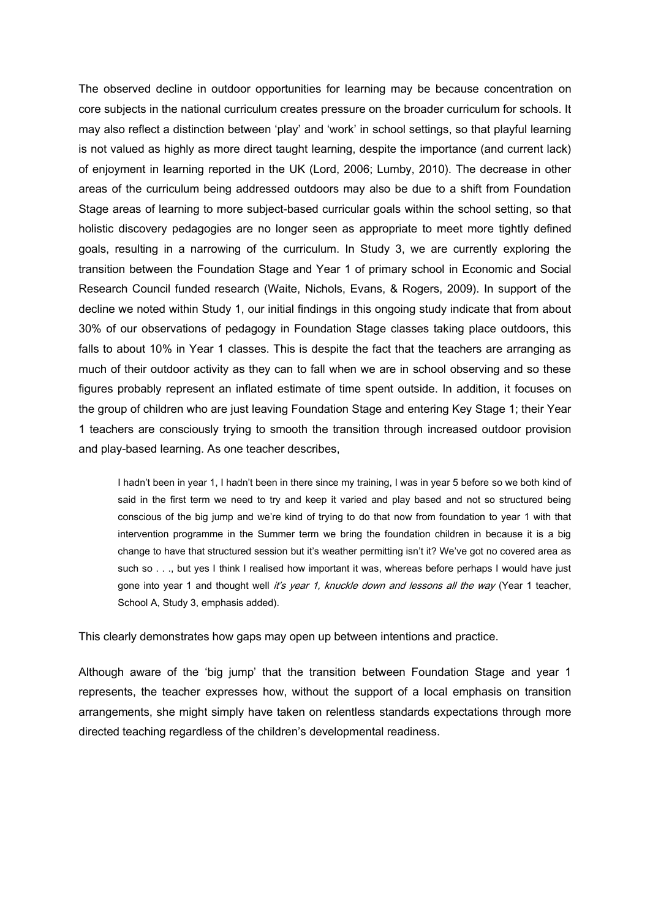The observed decline in outdoor opportunities for learning may be because concentration on core subjects in the national curriculum creates pressure on the broader curriculum for schools. It may also reflect a distinction between 'play' and 'work' in school settings, so that playful learning is not valued as highly as more direct taught learning, despite the importance (and current lack) of enjoyment in learning reported in the UK (Lord, 2006; Lumby, 2010). The decrease in other areas of the curriculum being addressed outdoors may also be due to a shift from Foundation Stage areas of learning to more subject-based curricular goals within the school setting, so that holistic discovery pedagogies are no longer seen as appropriate to meet more tightly defined goals, resulting in a narrowing of the curriculum. In Study 3, we are currently exploring the transition between the Foundation Stage and Year 1 of primary school in Economic and Social Research Council funded research (Waite, Nichols, Evans, & Rogers, 2009). In support of the decline we noted within Study 1, our initial findings in this ongoing study indicate that from about 30% of our observations of pedagogy in Foundation Stage classes taking place outdoors, this falls to about 10% in Year 1 classes. This is despite the fact that the teachers are arranging as much of their outdoor activity as they can to fall when we are in school observing and so these figures probably represent an inflated estimate of time spent outside. In addition, it focuses on the group of children who are just leaving Foundation Stage and entering Key Stage 1; their Year 1 teachers are consciously trying to smooth the transition through increased outdoor provision and play-based learning. As one teacher describes,

> I hadn't been in year 1, I hadn't been in there since my training, I was in year 5 before so we both kind of said in the first term we need to try and keep it varied and play based and not so structured being conscious of the big jump and we're kind of trying to do that now from foundation to year 1 with that intervention programme in the Summer term we bring the foundation children in because it is a big change to have that structured session but it's weather permitting isn't it? We've got no covered area as such so . . ., but yes I think I realised how important it was, whereas before perhaps I would have just gone into year 1 and thought well *it's year 1, knuckle down and lessons all the way* (Year 1 teacher, School A, Study 3, emphasis added).

This clearly demonstrates how gaps may open up between intentions and practice.

Although aware of the 'big jump' that the transition between Foundation Stage and year 1 represents, the teacher expresses how, without the support of a local emphasis on transition arrangements, she might simply have taken on relentless standards expectations through more directed teaching regardless of the children's developmental readiness.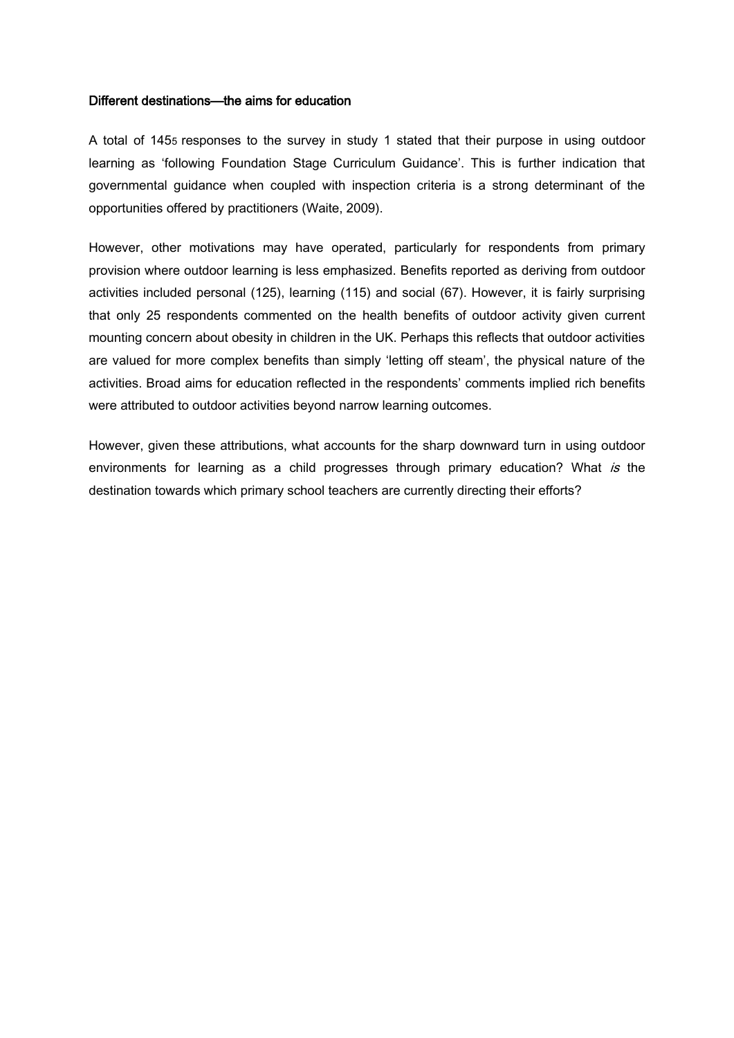**Different destinations—the aims for education**

A total of 145[5] responses to the survey in study 1 stated that their purpose in using outdoor learning as 'following Foundation Stage Curriculum Guidance'. This is further indication that governmental guidance when coupled with inspection criteria is a strong determinant of the opportunities offered by practitioners (Waite, 2009).

However, other motivations may have operated, particularly for respondents from primary provision where outdoor learning is less emphasized. Benefits reported as deriving from outdoor activities included personal (125), learning (115) and social (67). However, it is fairly surprising that only 25 respondents commented on the health benefits of outdoor activity given current mounting concern about obesity in children in the UK. Perhaps this reflects that outdoor activities are valued for more complex benefits than simply 'letting off steam', the physical nature of the activities. Broad aims for education reflected in the respondents' comments implied rich benefits were attributed to outdoor activities beyond narrow learning outcomes.

However, given these attributions, what accounts for the sharp downward turn in using outdoor environments for learning as a child progresses through primary education? What *is* the destination towards which primary school teachers are currently directing their efforts?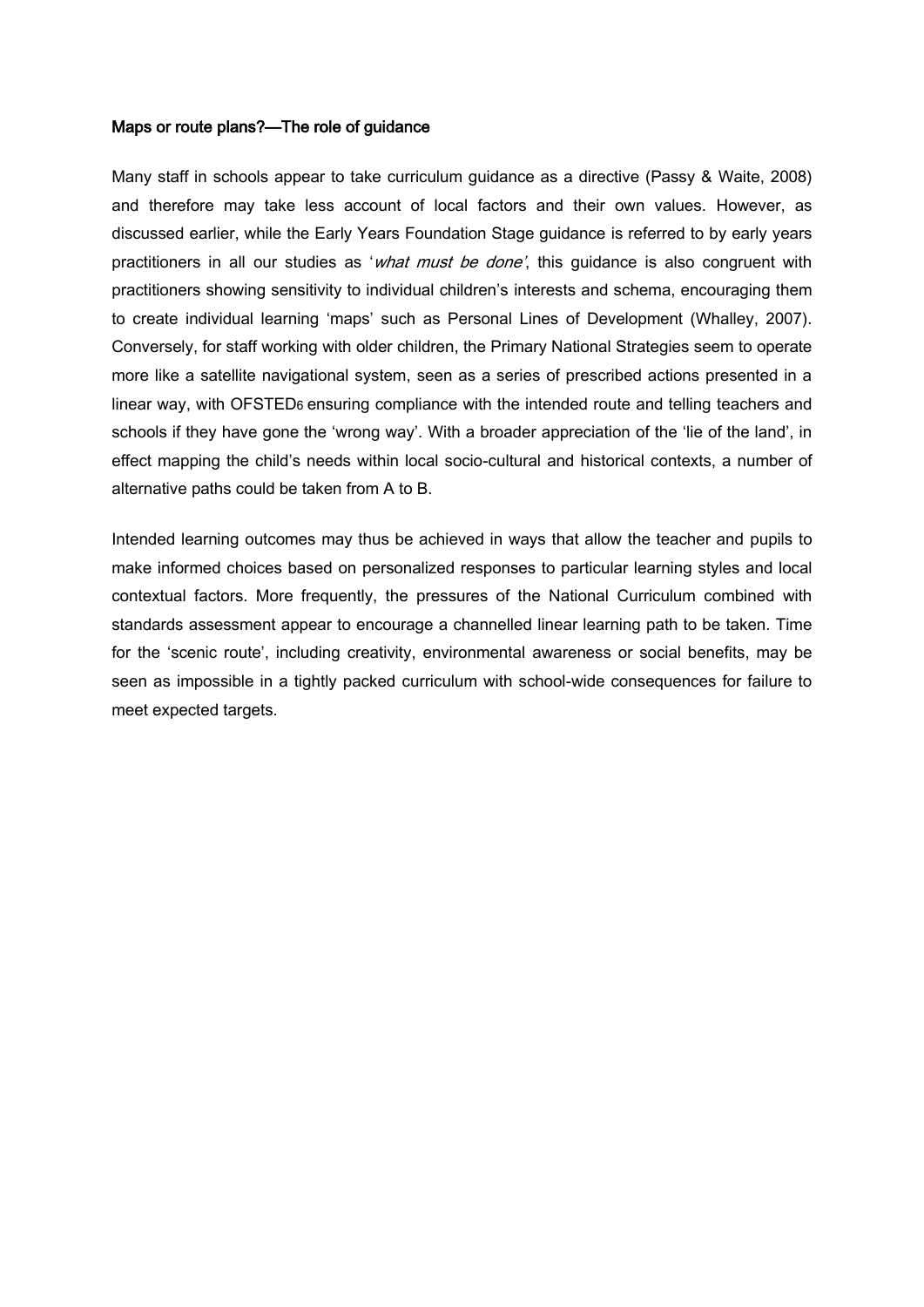**Maps or route plans?—The role of guidance**

Many staff in schools appear to take curriculum guidance as a directive (Passy & Waite, 2008) and therefore may take less account of local factors and their own values. However, as discussed earlier, while the Early Years Foundation Stage guidance is referred to by early years practitioners in all our studies as '*what must be done*', this guidance is also congruent with practitioners showing sensitivity to individual children's interests and schema, encouraging them to create individual learning 'maps' such as Personal Lines of Development (Whalley, 2007). Conversely, for staff working with older children, the Primary National Strategies seem to operate more like a satellite navigational system, seen as a series of prescribed actions presented in a linear way, with OFSTED[6] ensuring compliance with the intended route and telling teachers and schools if they have gone the 'wrong way'. With a broader appreciation of the 'lie of the land', in effect mapping the child's needs within local socio-cultural and historical contexts, a number of alternative paths could be taken from A to B.

Intended learning outcomes may thus be achieved in ways that allow the teacher and pupils to make informed choices based on personalized responses to particular learning styles and local contextual factors. More frequently, the pressures of the National Curriculum combined with standards assessment appear to encourage a channelled linear learning path to be taken. Time for the 'scenic route', including creativity, environmental awareness or social benefits, may be seen as impossible in a tightly packed curriculum with school-wide consequences for failure to meet expected targets.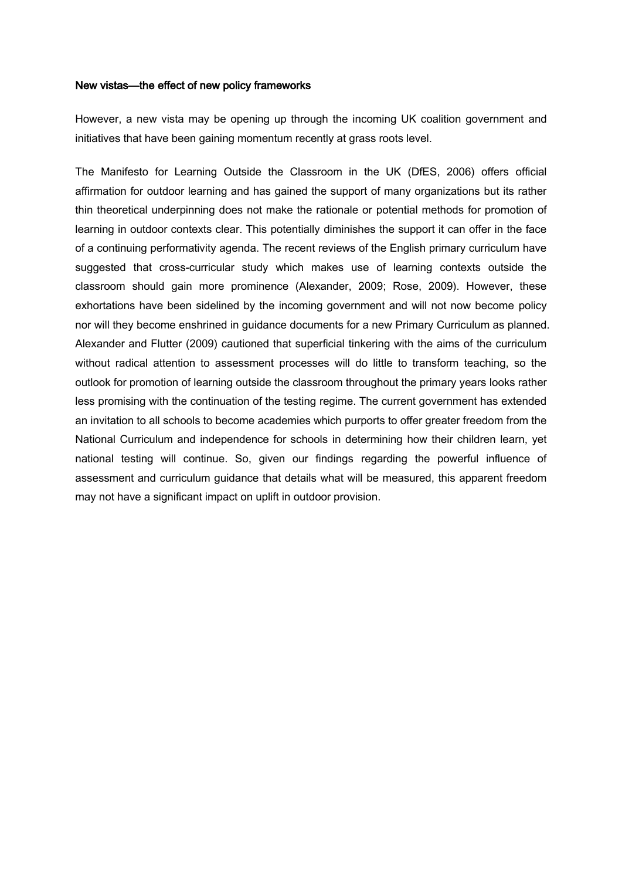### New vistas—the effect of new policy frameworks

However, a new vista may be opening up through the incoming UK coalition government and initiatives that have been gaining momentum recently at grass roots level.

The Manifesto for Learning Outside the Classroom in the UK (DfES, 2006) offers official affirmation for outdoor learning and has gained the support of many organizations but its rather thin theoretical underpinning does not make the rationale or potential methods for promotion of learning in outdoor contexts clear. This potentially diminishes the support it can offer in the face of a continuing performativity agenda. The recent reviews of the English primary curriculum have suggested that cross-curricular study which makes use of learning contexts outside the classroom should gain more prominence (Alexander, 2009; Rose, 2009). However, these exhortations have been sidelined by the incoming government and will not now become policy nor will they become enshrined in guidance documents for a new Primary Curriculum as planned. Alexander and Flutter (2009) cautioned that superficial tinkering with the aims of the curriculum without radical attention to assessment processes will do little to transform teaching, so the outlook for promotion of learning outside the classroom throughout the primary years looks rather less promising with the continuation of the testing regime. The current government has extended an invitation to all schools to become academies which purports to offer greater freedom from the National Curriculum and independence for schools in determining how their children learn, yet national testing will continue. So, given our findings regarding the powerful influence of assessment and curriculum guidance that details what will be measured, this apparent freedom may not have a significant impact on uplift in outdoor provision.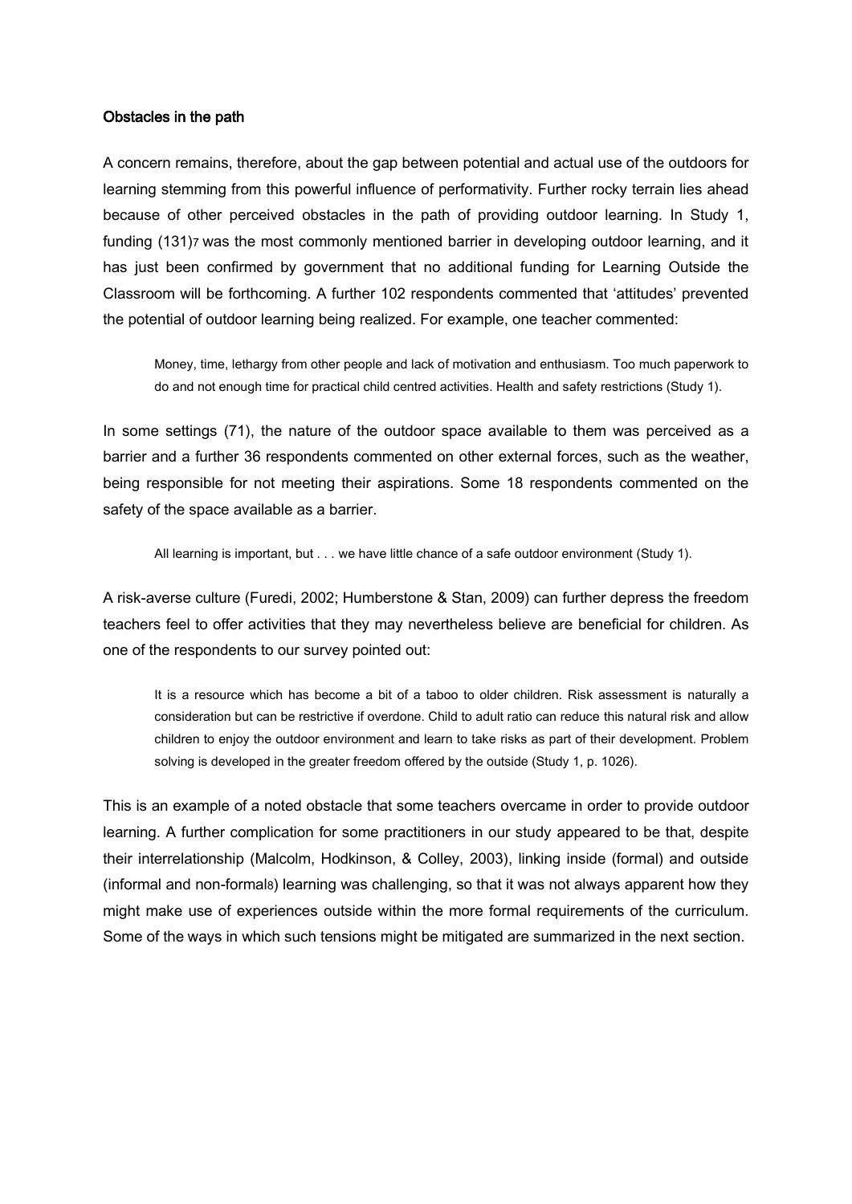### Obstacles in the path

A concern remains, therefore, about the gap between potential and actual use of the outdoors for learning stemming from this powerful influence of performativity. Further rocky terrain lies ahead because of other perceived obstacles in the path of providing outdoor learning. In Study 1, funding (131)[7] was the most commonly mentioned barrier in developing outdoor learning, and it has just been confirmed by government that no additional funding for Learning Outside the Classroom will be forthcoming. A further 102 respondents commented that 'attitudes' prevented the potential of outdoor learning being realized. For example, one teacher commented:

> Money, time, lethargy from other people and lack of motivation and enthusiasm. Too much paperwork to do and not enough time for practical child centred activities. Health and safety restrictions (Study 1).

In some settings (71), the nature of the outdoor space available to them was perceived as a barrier and a further 36 respondents commented on other external forces, such as the weather, being responsible for not meeting their aspirations. Some 18 respondents commented on the safety of the space available as a barrier.

> All learning is important, but . . . we have little chance of a safe outdoor environment (Study 1).

A risk-averse culture (Furedi, 2002; Humberstone & Stan, 2009) can further depress the freedom teachers feel to offer activities that they may nevertheless believe are beneficial for children. As one of the respondents to our survey pointed out:

> It is a resource which has become a bit of a taboo to older children. Risk assessment is naturally a consideration but can be restrictive if overdone. Child to adult ratio can reduce this natural risk and allow children to enjoy the outdoor environment and learn to take risks as part of their development. Problem solving is developed in the greater freedom offered by the outside (Study 1, p. 1026).

This is an example of a noted obstacle that some teachers overcame in order to provide outdoor learning. A further complication for some practitioners in our study appeared to be that, despite their interrelationship (Malcolm, Hodkinson, & Colley, 2003), linking inside (formal) and outside (informal and non-formal[8]) learning was challenging, so that it was not always apparent how they might make use of experiences outside within the more formal requirements of the curriculum. Some of the ways in which such tensions might be mitigated are summarized in the next section.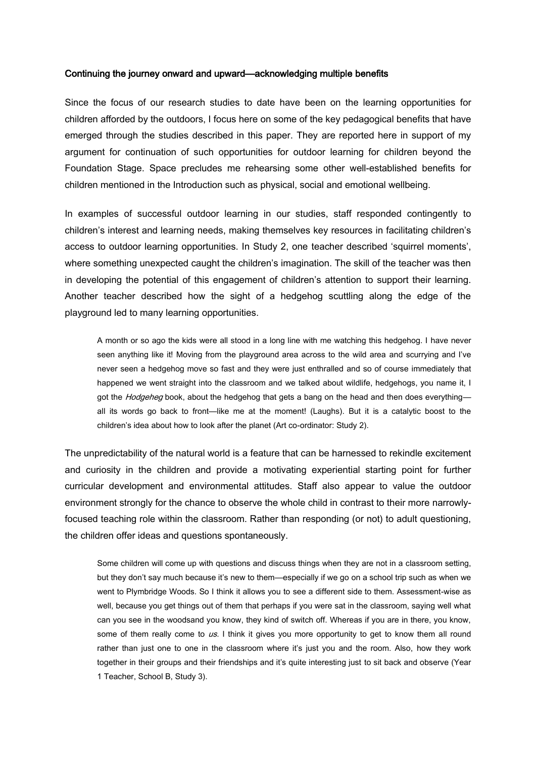### Continuing the journey onward and upward—acknowledging multiple benefits

Since the focus of our research studies to date have been on the learning opportunities for children afforded by the outdoors, I focus here on some of the key pedagogical benefits that have emerged through the studies described in this paper. They are reported here in support of my argument for continuation of such opportunities for outdoor learning for children beyond the Foundation Stage. Space precludes me rehearsing some other well-established benefits for children mentioned in the Introduction such as physical, social and emotional wellbeing.

In examples of successful outdoor learning in our studies, staff responded contingently to children's interest and learning needs, making themselves key resources in facilitating children's access to outdoor learning opportunities. In Study 2, one teacher described 'squirrel moments', where something unexpected caught the children's imagination. The skill of the teacher was then in developing the potential of this engagement of children's attention to support their learning. Another teacher described how the sight of a hedgehog scuttling along the edge of the playground led to many learning opportunities.

> A month or so ago the kids were all stood in a long line with me watching this hedgehog. I have never seen anything like it! Moving from the playground area across to the wild area and scurrying and I've never seen a hedgehog move so fast and they were just enthralled and so of course immediately that happened we went straight into the classroom and we talked about wildlife, hedgehogs, you name it, I got the *Hodgeheg* book, about the hedgehog that gets a bang on the head and then does everything—all its words go back to front—like me at the moment! (Laughs). But it is a catalytic boost to the children's idea about how to look after the planet (Art co-ordinator: Study 2).

The unpredictability of the natural world is a feature that can be harnessed to rekindle excitement and curiosity in the children and provide a motivating experiential starting point for further curricular development and environmental attitudes. Staff also appear to value the outdoor environment strongly for the chance to observe the whole child in contrast to their more narrowly-focused teaching role within the classroom. Rather than responding (or not) to adult questioning, the children offer ideas and questions spontaneously.

> Some children will come up with questions and discuss things when they are not in a classroom setting, but they don't say much because it's new to them—especially if we go on a school trip such as when we went to Plymbridge Woods. So I think it allows you to see a different side to them. Assessment-wise as well, because you get things out of them that perhaps if you were sat in the classroom, saying well what can you see in the woodsand you know, they kind of switch off. Whereas if you are in there, you know, some of them really come to *us*. I think it gives you more opportunity to get to know them all round rather than just one to one in the classroom where it's just you and the room. Also, how they work together in their groups and their friendships and it's quite interesting just to sit back and observe (Year 1 Teacher, School B, Study 3).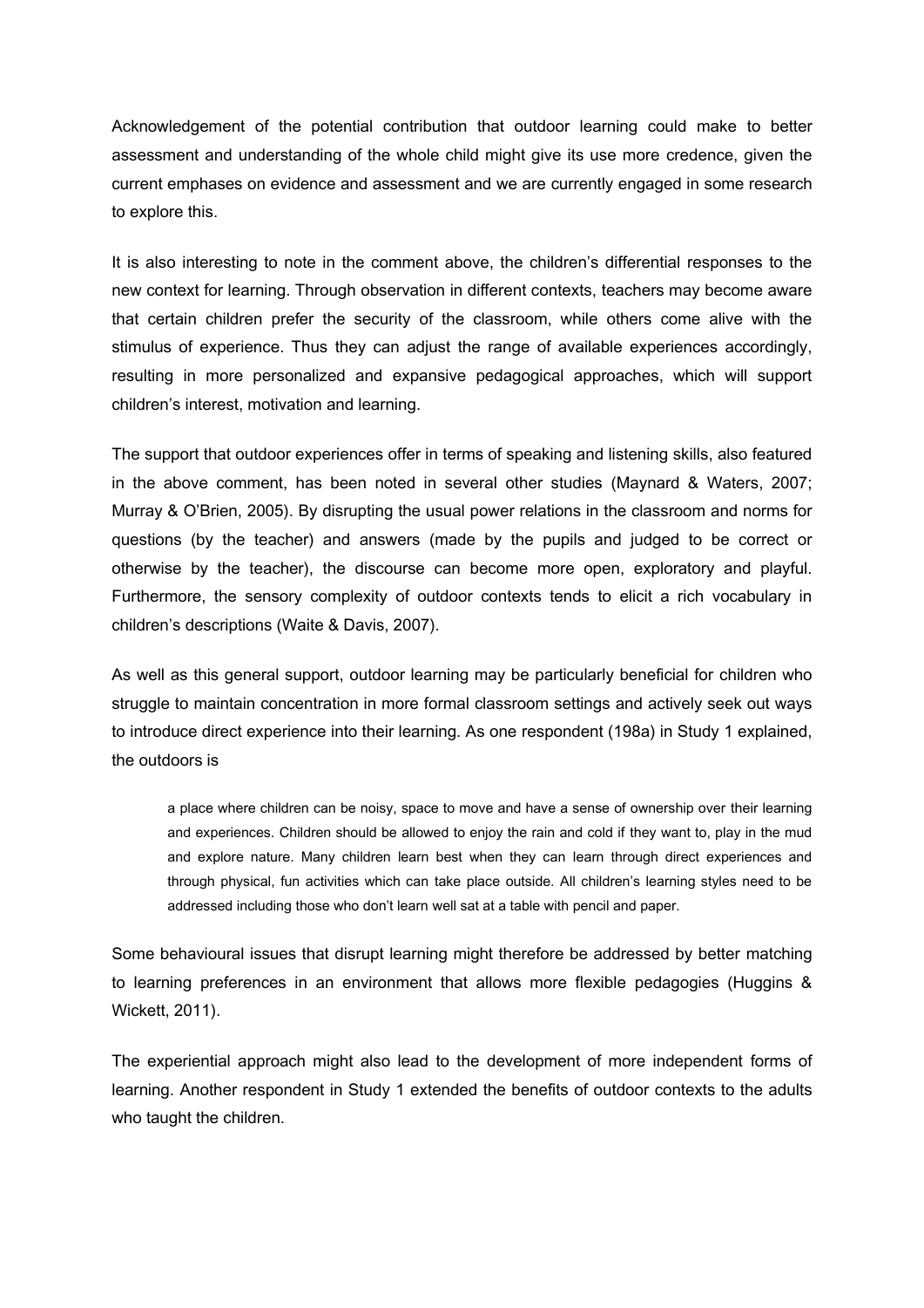Acknowledgement of the potential contribution that outdoor learning could make to better assessment and understanding of the whole child might give its use more credence, given the current emphases on evidence and assessment and we are currently engaged in some research to explore this.

It is also interesting to note in the comment above, the children's differential responses to the new context for learning. Through observation in different contexts, teachers may become aware that certain children prefer the security of the classroom, while others come alive with the stimulus of experience. Thus they can adjust the range of available experiences accordingly, resulting in more personalized and expansive pedagogical approaches, which will support children's interest, motivation and learning.

The support that outdoor experiences offer in terms of speaking and listening skills, also featured in the above comment, has been noted in several other studies (Maynard & Waters, 2007; Murray & O'Brien, 2005). By disrupting the usual power relations in the classroom and norms for questions (by the teacher) and answers (made by the pupils and judged to be correct or otherwise by the teacher), the discourse can become more open, exploratory and playful. Furthermore, the sensory complexity of outdoor contexts tends to elicit a rich vocabulary in children's descriptions (Waite & Davis, 2007).

As well as this general support, outdoor learning may be particularly beneficial for children who struggle to maintain concentration in more formal classroom settings and actively seek out ways to introduce direct experience into their learning. As one respondent (198a) in Study 1 explained, the outdoors is

> a place where children can be noisy, space to move and have a sense of ownership over their learning and experiences. Children should be allowed to enjoy the rain and cold if they want to, play in the mud and explore nature. Many children learn best when they can learn through direct experiences and through physical, fun activities which can take place outside. All children's learning styles need to be addressed including those who don't learn well sat at a table with pencil and paper.

Some behavioural issues that disrupt learning might therefore be addressed by better matching to learning preferences in an environment that allows more flexible pedagogies (Huggins & Wickett, 2011).

The experiential approach might also lead to the development of more independent forms of learning. Another respondent in Study 1 extended the benefits of outdoor contexts to the adults who taught the children.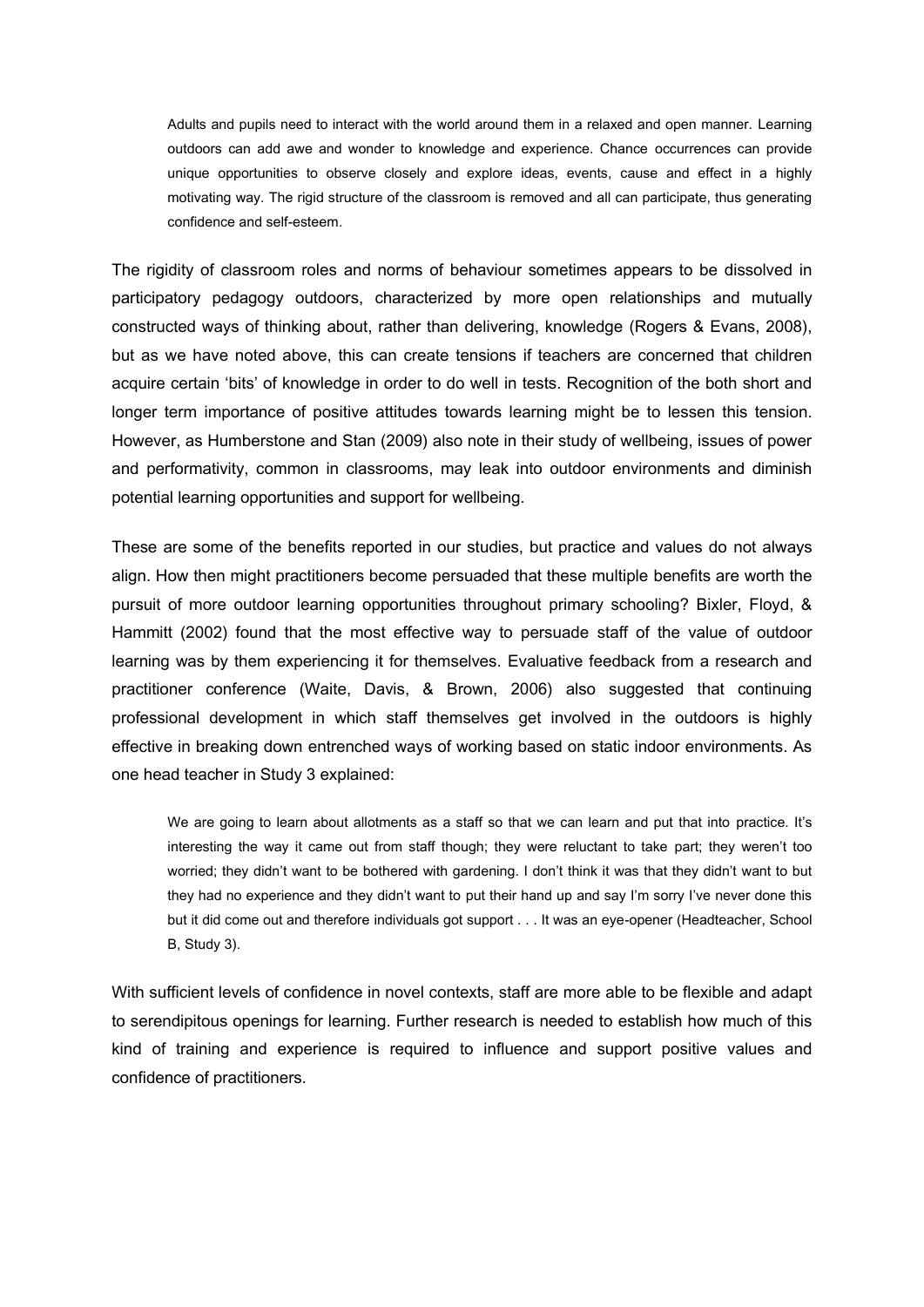> Adults and pupils need to interact with the world around them in a relaxed and open manner. Learning outdoors can add awe and wonder to knowledge and experience. Chance occurrences can provide unique opportunities to observe closely and explore ideas, events, cause and effect in a highly motivating way. The rigid structure of the classroom is removed and all can participate, thus generating confidence and self-esteem.

The rigidity of classroom roles and norms of behaviour sometimes appears to be dissolved in participatory pedagogy outdoors, characterized by more open relationships and mutually constructed ways of thinking about, rather than delivering, knowledge (Rogers & Evans, 2008), but as we have noted above, this can create tensions if teachers are concerned that children acquire certain 'bits' of knowledge in order to do well in tests. Recognition of the both short and longer term importance of positive attitudes towards learning might be to lessen this tension. However, as Humberstone and Stan (2009) also note in their study of wellbeing, issues of power and performativity, common in classrooms, may leak into outdoor environments and diminish potential learning opportunities and support for wellbeing.

These are some of the benefits reported in our studies, but practice and values do not always align. How then might practitioners become persuaded that these multiple benefits are worth the pursuit of more outdoor learning opportunities throughout primary schooling? Bixler, Floyd, & Hammitt (2002) found that the most effective way to persuade staff of the value of outdoor learning was by them experiencing it for themselves. Evaluative feedback from a research and practitioner conference (Waite, Davis, & Brown, 2006) also suggested that continuing professional development in which staff themselves get involved in the outdoors is highly effective in breaking down entrenched ways of working based on static indoor environments. As one head teacher in Study 3 explained:

> We are going to learn about allotments as a staff so that we can learn and put that into practice. It's interesting the way it came out from staff though; they were reluctant to take part; they weren't too worried; they didn't want to be bothered with gardening. I don't think it was that they didn't want to but they had no experience and they didn't want to put their hand up and say I'm sorry I've never done this but it did come out and therefore individuals got support . . . It was an eye-opener (Headteacher, School B, Study 3).

With sufficient levels of confidence in novel contexts, staff are more able to be flexible and adapt to serendipitous openings for learning. Further research is needed to establish how much of this kind of training and experience is required to influence and support positive values and confidence of practitioners.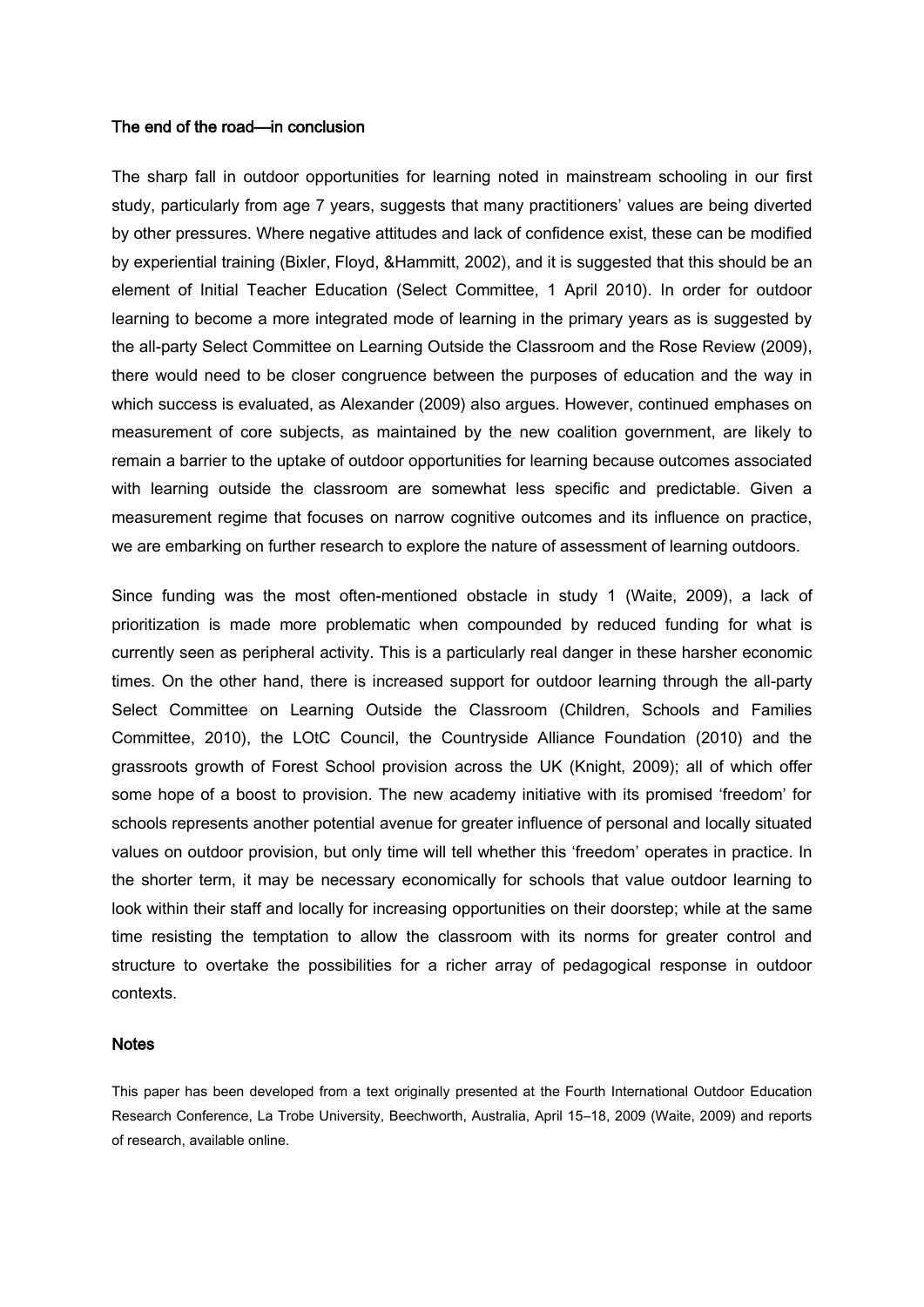### The end of the road—in conclusion

The sharp fall in outdoor opportunities for learning noted in mainstream schooling in our first study, particularly from age 7 years, suggests that many practitioners' values are being diverted by other pressures. Where negative attitudes and lack of confidence exist, these can be modified by experiential training (Bixler, Floyd, &Hammitt, 2002), and it is suggested that this should be an element of Initial Teacher Education (Select Committee, 1 April 2010). In order for outdoor learning to become a more integrated mode of learning in the primary years as is suggested by the all-party Select Committee on Learning Outside the Classroom and the Rose Review (2009), there would need to be closer congruence between the purposes of education and the way in which success is evaluated, as Alexander (2009) also argues. However, continued emphases on measurement of core subjects, as maintained by the new coalition government, are likely to remain a barrier to the uptake of outdoor opportunities for learning because outcomes associated with learning outside the classroom are somewhat less specific and predictable. Given a measurement regime that focuses on narrow cognitive outcomes and its influence on practice, we are embarking on further research to explore the nature of assessment of learning outdoors.

Since funding was the most often-mentioned obstacle in study 1 (Waite, 2009), a lack of prioritization is made more problematic when compounded by reduced funding for what is currently seen as peripheral activity. This is a particularly real danger in these harsher economic times. On the other hand, there is increased support for outdoor learning through the all-party Select Committee on Learning Outside the Classroom (Children, Schools and Families Committee, 2010), the LOtC Council, the Countryside Alliance Foundation (2010) and the grassroots growth of Forest School provision across the UK (Knight, 2009); all of which offer some hope of a boost to provision. The new academy initiative with its promised 'freedom' for schools represents another potential avenue for greater influence of personal and locally situated values on outdoor provision, but only time will tell whether this 'freedom' operates in practice. In the shorter term, it may be necessary economically for schools that value outdoor learning to look within their staff and locally for increasing opportunities on their doorstep; while at the same time resisting the temptation to allow the classroom with its norms for greater control and structure to overtake the possibilities for a richer array of pedagogical response in outdoor contexts.

### Notes

This paper has been developed from a text originally presented at the Fourth International Outdoor Education Research Conference, La Trobe University, Beechworth, Australia, April 15–18, 2009 (Waite, 2009) and reports of research, available online.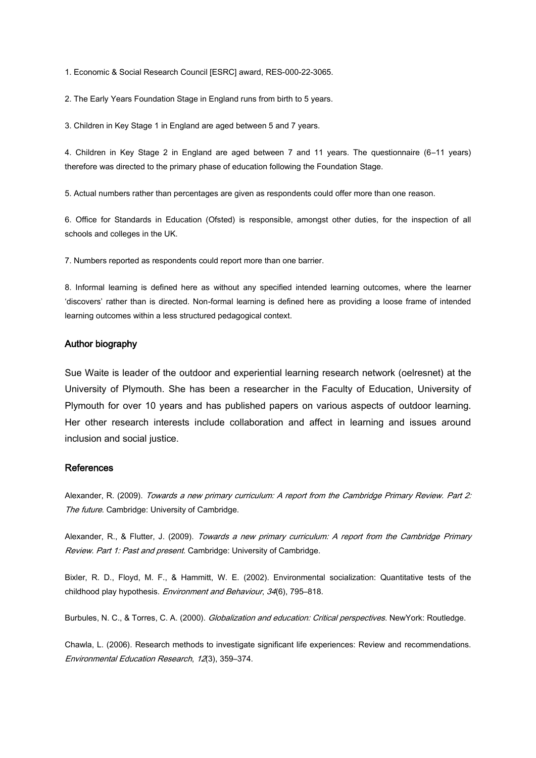1. Economic & Social Research Council [ESRC] award, RES-000-22-3065.

2. The Early Years Foundation Stage in England runs from birth to 5 years.

3. Children in Key Stage 1 in England are aged between 5 and 7 years.

4. Children in Key Stage 2 in England are aged between 7 and 11 years. The questionnaire (6–11 years) therefore was directed to the primary phase of education following the Foundation Stage.

5. Actual numbers rather than percentages are given as respondents could offer more than one reason.

6. Office for Standards in Education (Ofsted) is responsible, amongst other duties, for the inspection of all schools and colleges in the UK.

7. Numbers reported as respondents could report more than one barrier.

8. Informal learning is defined here as without any specified intended learning outcomes, where the learner 'discovers' rather than is directed. Non-formal learning is defined here as providing a loose frame of intended learning outcomes within a less structured pedagogical context.

### Author biography

Sue Waite is leader of the outdoor and experiential learning research network (oelresnet) at the University of Plymouth. She has been a researcher in the Faculty of Education, University of Plymouth for over 10 years and has published papers on various aspects of outdoor learning. Her other research interests include collaboration and affect in learning and issues around inclusion and social justice.

### References

Alexander, R. (2009). *Towards a new primary curriculum: A report from the Cambridge Primary Review. Part 2: The future*. Cambridge: University of Cambridge.

Alexander, R., & Flutter, J. (2009). *Towards a new primary curriculum: A report from the Cambridge Primary Review. Part 1: Past and present*. Cambridge: University of Cambridge.

Bixler, R. D., Floyd, M. F., & Hammitt, W. E. (2002). Environmental socialization: Quantitative tests of the childhood play hypothesis. *Environment and Behaviour*, *34*(6), 795–818.

Burbules, N. C., & Torres, C. A. (2000). *Globalization and education: Critical perspectives*. NewYork: Routledge.

Chawla, L. (2006). Research methods to investigate significant life experiences: Review and recommendations. *Environmental Education Research*, *12*(3), 359–374.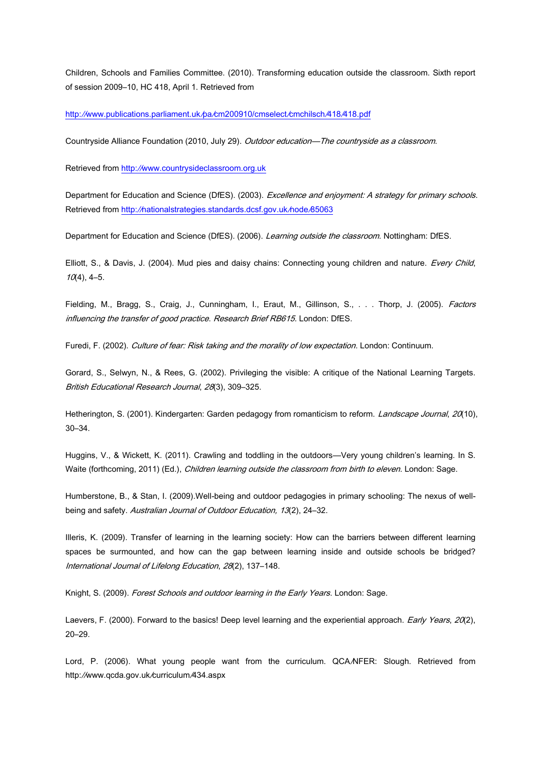Children, Schools and Families Committee. (2010). Transforming education outside the classroom. Sixth report of session 2009–10, HC 418, April 1. Retrieved from

http://www.publications.parliament.uk/pa/cm200910/cmselect/cmchilsch/418/418.pdf

Countryside Alliance Foundation (2010, July 29). *Outdoor education—The countryside as a classroom*.

Retrieved from http://www.countrysideclassroom.org.uk

Department for Education and Science (DfES). (2003). *Excellence and enjoyment: A strategy for primary schools*. Retrieved from http://nationalstrategies.standards.dcsf.gov.uk/node/85063

Department for Education and Science (DfES). (2006). *Learning outside the classroom*. Nottingham: DfES.

Elliott, S., & Davis, J. (2004). Mud pies and daisy chains: Connecting young children and nature. *Every Child*, *10*(4), 4–5.

Fielding, M., Bragg, S., Craig, J., Cunningham, I., Eraut, M., Gillinson, S., . . . Thorp, J. (2005). *Factors influencing the transfer of good practice*. *Research Brief RB615*. London: DfES.

Furedi, F. (2002). *Culture of fear: Risk taking and the morality of low expectation*. London: Continuum.

Gorard, S., Selwyn, N., & Rees, G. (2002). Privileging the visible: A critique of the National Learning Targets. *British Educational Research Journal*, *28*(3), 309–325.

Hetherington, S. (2001). Kindergarten: Garden pedagogy from romanticism to reform. *Landscape Journal*, *20*(10), 30–34.

Huggins, V., & Wickett, K. (2011). Crawling and toddling in the outdoors—Very young children's learning. In S. Waite (forthcoming, 2011) (Ed.), *Children learning outside the classroom from birth to eleven*. London: Sage.

Humberstone, B., & Stan, I. (2009).Well-being and outdoor pedagogies in primary schooling: The nexus of well-being and safety. *Australian Journal of Outdoor Education, 13*(2), 24–32.

Illeris, K. (2009). Transfer of learning in the learning society: How can the barriers between different learning spaces be surmounted, and how can the gap between learning inside and outside schools be bridged? *International Journal of Lifelong Education*, *28*(2), 137–148.

Knight, S. (2009). *Forest Schools and outdoor learning in the Early Years*. London: Sage.

Laevers, F. (2000). Forward to the basics! Deep level learning and the experiential approach. *Early Years*, *20*(2), 20–29.

Lord, P. (2006). What young people want from the curriculum. QCA/NFER: Slough. Retrieved from http://www.qcda.gov.uk/curriculum/434.aspx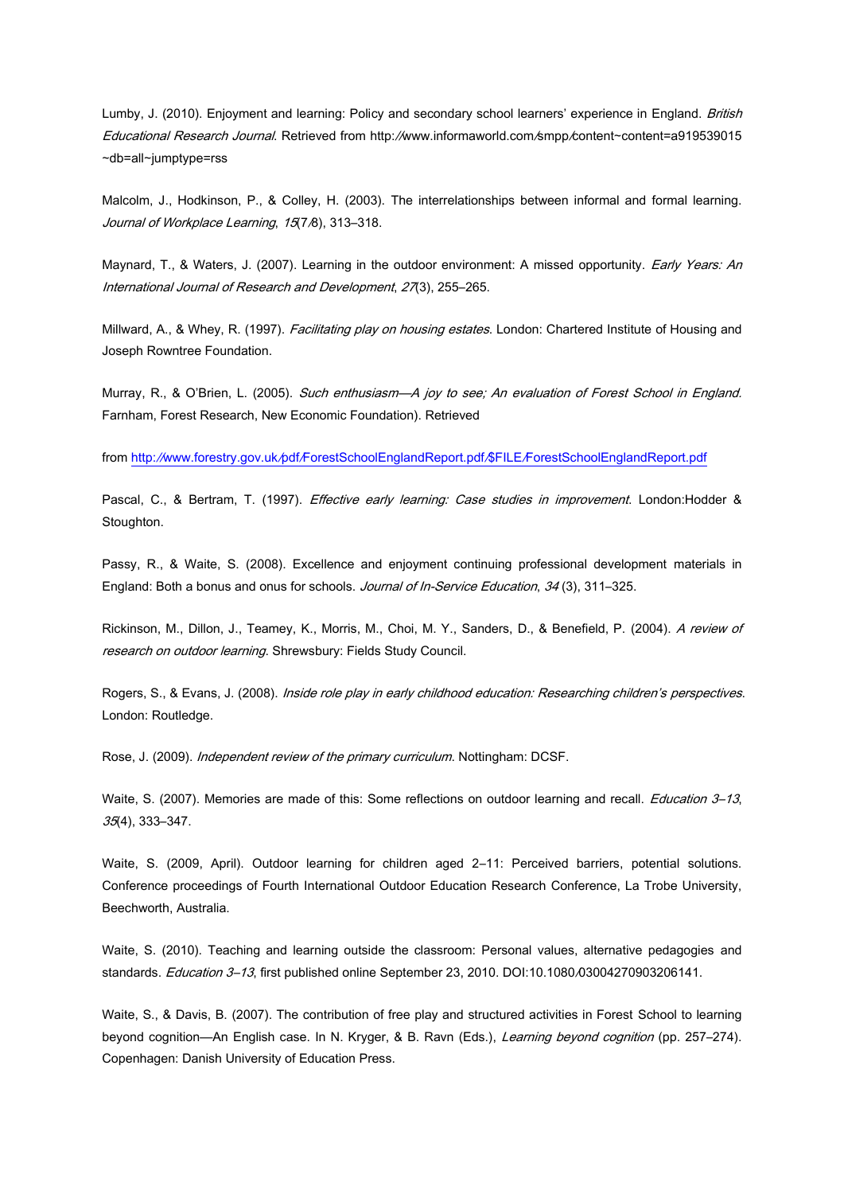Lumby, J. (2010). Enjoyment and learning: Policy and secondary school learners' experience in England. *British Educational Research Journal*. Retrieved from http://www.informaworld.com/smpp/content~content=a919539015 ~db=all~jumptype=rss

Malcolm, J., Hodkinson, P., & Colley, H. (2003). The interrelationships between informal and formal learning. *Journal of Workplace Learning*, *15*(7/8), 313–318.

Maynard, T., & Waters, J. (2007). Learning in the outdoor environment: A missed opportunity. *Early Years: An International Journal of Research and Development*, *27*(3), 255–265.

Millward, A., & Whey, R. (1997). *Facilitating play on housing estates*. London: Chartered Institute of Housing and Joseph Rowntree Foundation.

Murray, R., & O'Brien, L. (2005). *Such enthusiasm—A joy to see; An evaluation of Forest School in England.* Farnham, Forest Research, New Economic Foundation). Retrieved

from http://www.forestry.gov.uk/pdf/ForestSchoolEnglandReport.pdf/$FILE/ForestSchoolEnglandReport.pdf

Pascal, C., & Bertram, T. (1997). *Effective early learning: Case studies in improvement*. London:Hodder & Stoughton.

Passy, R., & Waite, S. (2008). Excellence and enjoyment continuing professional development materials in England: Both a bonus and onus for schools. *Journal of In-Service Education*, *34* (3), 311–325.

Rickinson, M., Dillon, J., Teamey, K., Morris, M., Choi, M. Y., Sanders, D., & Benefield, P. (2004). *A review of research on outdoor learning*. Shrewsbury: Fields Study Council.

Rogers, S., & Evans, J. (2008). *Inside role play in early childhood education: Researching children's perspectives*. London: Routledge.

Rose, J. (2009). *Independent review of the primary curriculum*. Nottingham: DCSF.

Waite, S. (2007). Memories are made of this: Some reflections on outdoor learning and recall. *Education 3–13*, *35*(4), 333–347.

Waite, S. (2009, April). Outdoor learning for children aged 2–11: Perceived barriers, potential solutions. Conference proceedings of Fourth International Outdoor Education Research Conference, La Trobe University, Beechworth, Australia.

Waite, S. (2010). Teaching and learning outside the classroom: Personal values, alternative pedagogies and standards. *Education 3–13*, first published online September 23, 2010. DOI:10.1080/03004270903206141.

Waite, S., & Davis, B. (2007). The contribution of free play and structured activities in Forest School to learning beyond cognition—An English case. In N. Kryger, & B. Ravn (Eds.), *Learning beyond cognition* (pp. 257–274). Copenhagen: Danish University of Education Press.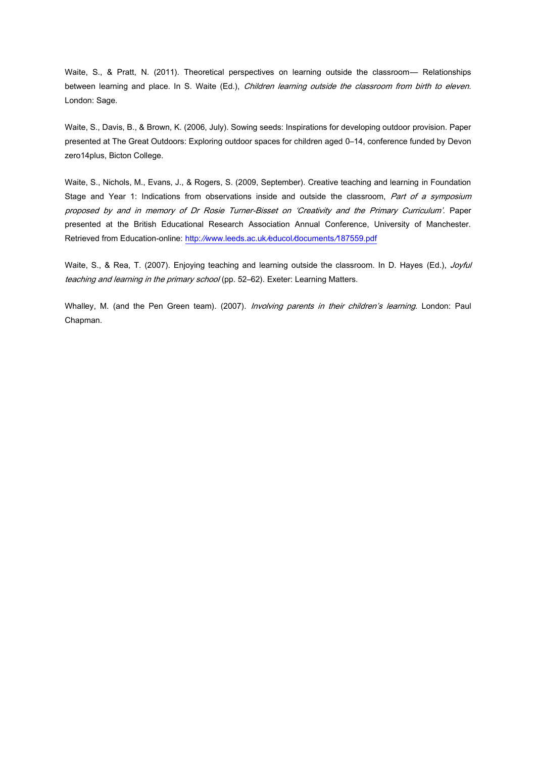Waite, S., & Pratt, N. (2011). Theoretical perspectives on learning outside the classroom— Relationships between learning and place. In S. Waite (Ed.), *Children learning outside the classroom from birth to eleven*. London: Sage.

Waite, S., Davis, B., & Brown, K. (2006, July). Sowing seeds: Inspirations for developing outdoor provision. Paper presented at The Great Outdoors: Exploring outdoor spaces for children aged 0–14, conference funded by Devon zero14plus, Bicton College.

Waite, S., Nichols, M., Evans, J., & Rogers, S. (2009, September). Creative teaching and learning in Foundation Stage and Year 1: Indications from observations inside and outside the classroom, *Part of a symposium proposed by and in memory of Dr Rosie Turner-Bisset on 'Creativity and the Primary Curriculum'*. Paper presented at the British Educational Research Association Annual Conference, University of Manchester. Retrieved from Education-online: http://www.leeds.ac.uk/educol/documents/187559.pdf

Waite, S., & Rea, T. (2007). Enjoying teaching and learning outside the classroom. In D. Hayes (Ed.), *Joyful teaching and learning in the primary school* (pp. 52–62). Exeter: Learning Matters.

Whalley, M. (and the Pen Green team). (2007). *Involving parents in their children's learning*. London: Paul Chapman.